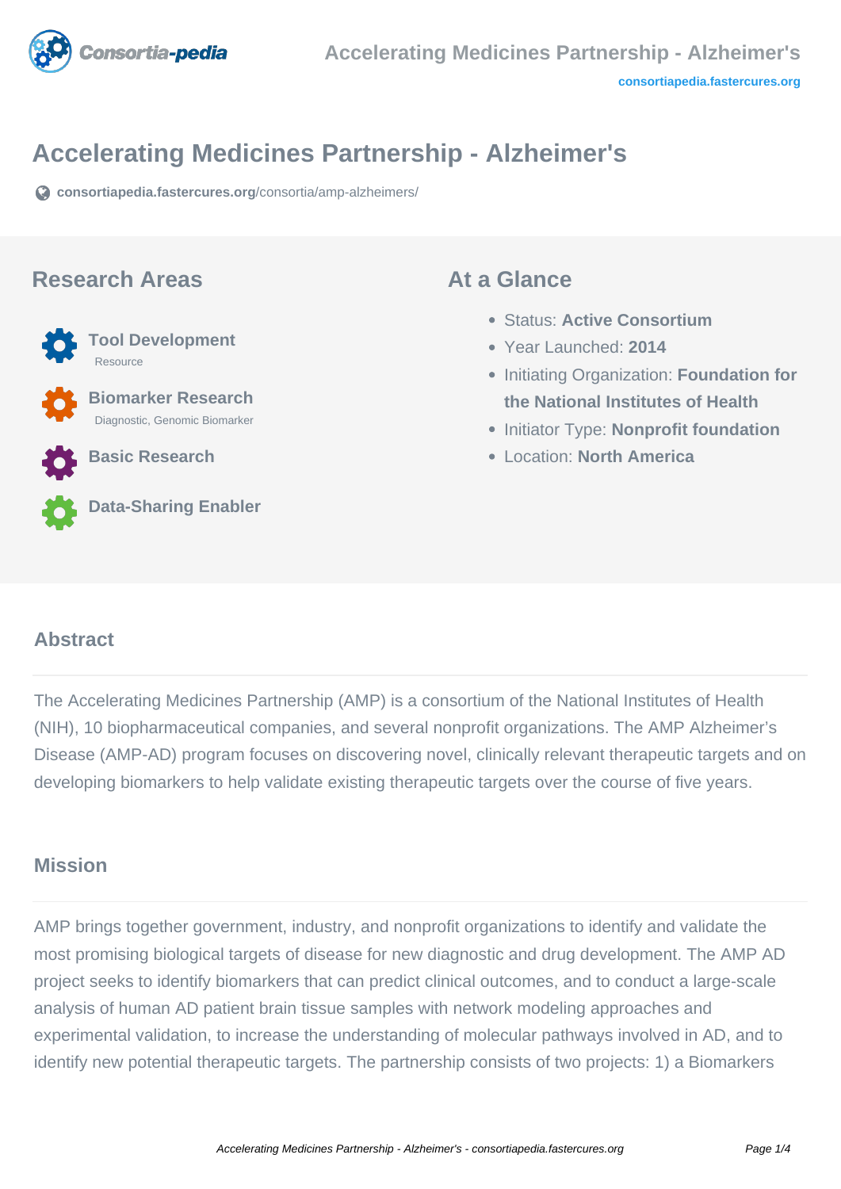# Accelerating Medicines Partnership - Alzheimer's

consortiapedia.fastercures.org/consortia/amp-alzheimers/

## Research Areas

**Tool Development**
Resource

**Biomarker Research**
Diagnostic, Genomic Biomarker

**Basic Research**

**Data-Sharing Enabler**

## At a Glance

- Status: **Active Consortium**
- Year Launched: **2014**
- Initiating Organization: **Foundation for the National Institutes of Health**
- Initiator Type: **Nonprofit foundation**
- Location: **North America**

## Abstract

The Accelerating Medicines Partnership (AMP) is a consortium of the National Institutes of Health (NIH), 10 biopharmaceutical companies, and several nonprofit organizations. The AMP Alzheimer's Disease (AMP-AD) program focuses on discovering novel, clinically relevant therapeutic targets and on developing biomarkers to help validate existing therapeutic targets over the course of five years.

## Mission

AMP brings together government, industry, and nonprofit organizations to identify and validate the most promising biological targets of disease for new diagnostic and drug development. The AMP AD project seeks to identify biomarkers that can predict clinical outcomes, and to conduct a large-scale analysis of human AD patient brain tissue samples with network modeling approaches and experimental validation, to increase the understanding of molecular pathways involved in AD, and to identify new potential therapeutic targets. The partnership consists of two projects: 1) a Biomarkers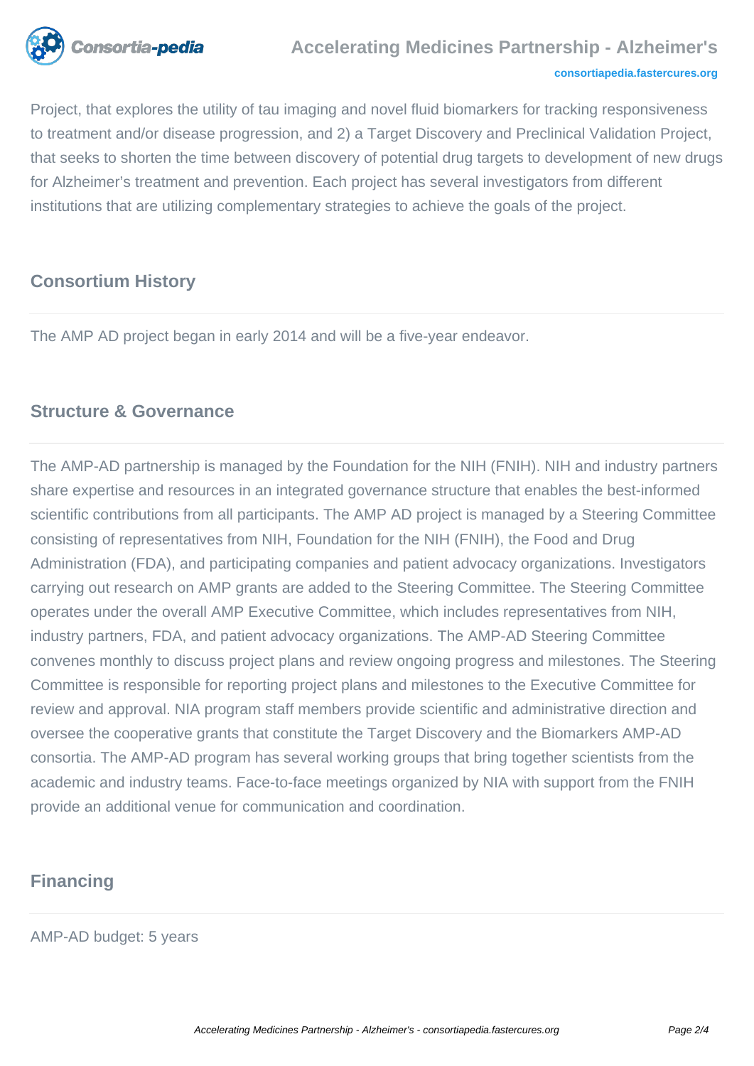Project, that explores the utility of tau imaging and novel fluid biomarkers for tracking responsiveness to treatment and/or disease progression, and 2) a Target Discovery and Preclinical Validation Project, that seeks to shorten the time between discovery of potential drug targets to development of new drugs for Alzheimer's treatment and prevention. Each project has several investigators from different institutions that are utilizing complementary strategies to achieve the goals of the project.

## Consortium History

The AMP AD project began in early 2014 and will be a five-year endeavor.

## Structure & Governance

The AMP-AD partnership is managed by the Foundation for the NIH (FNIH). NIH and industry partners share expertise and resources in an integrated governance structure that enables the best-informed scientific contributions from all participants. The AMP AD project is managed by a Steering Committee consisting of representatives from NIH, Foundation for the NIH (FNIH), the Food and Drug Administration (FDA), and participating companies and patient advocacy organizations. Investigators carrying out research on AMP grants are added to the Steering Committee. The Steering Committee operates under the overall AMP Executive Committee, which includes representatives from NIH, industry partners, FDA, and patient advocacy organizations. The AMP-AD Steering Committee convenes monthly to discuss project plans and review ongoing progress and milestones. The Steering Committee is responsible for reporting project plans and milestones to the Executive Committee for review and approval. NIA program staff members provide scientific and administrative direction and oversee the cooperative grants that constitute the Target Discovery and the Biomarkers AMP-AD consortia. The AMP-AD program has several working groups that bring together scientists from the academic and industry teams. Face-to-face meetings organized by NIA with support from the FNIH provide an additional venue for communication and coordination.

## Financing

AMP-AD budget: 5 years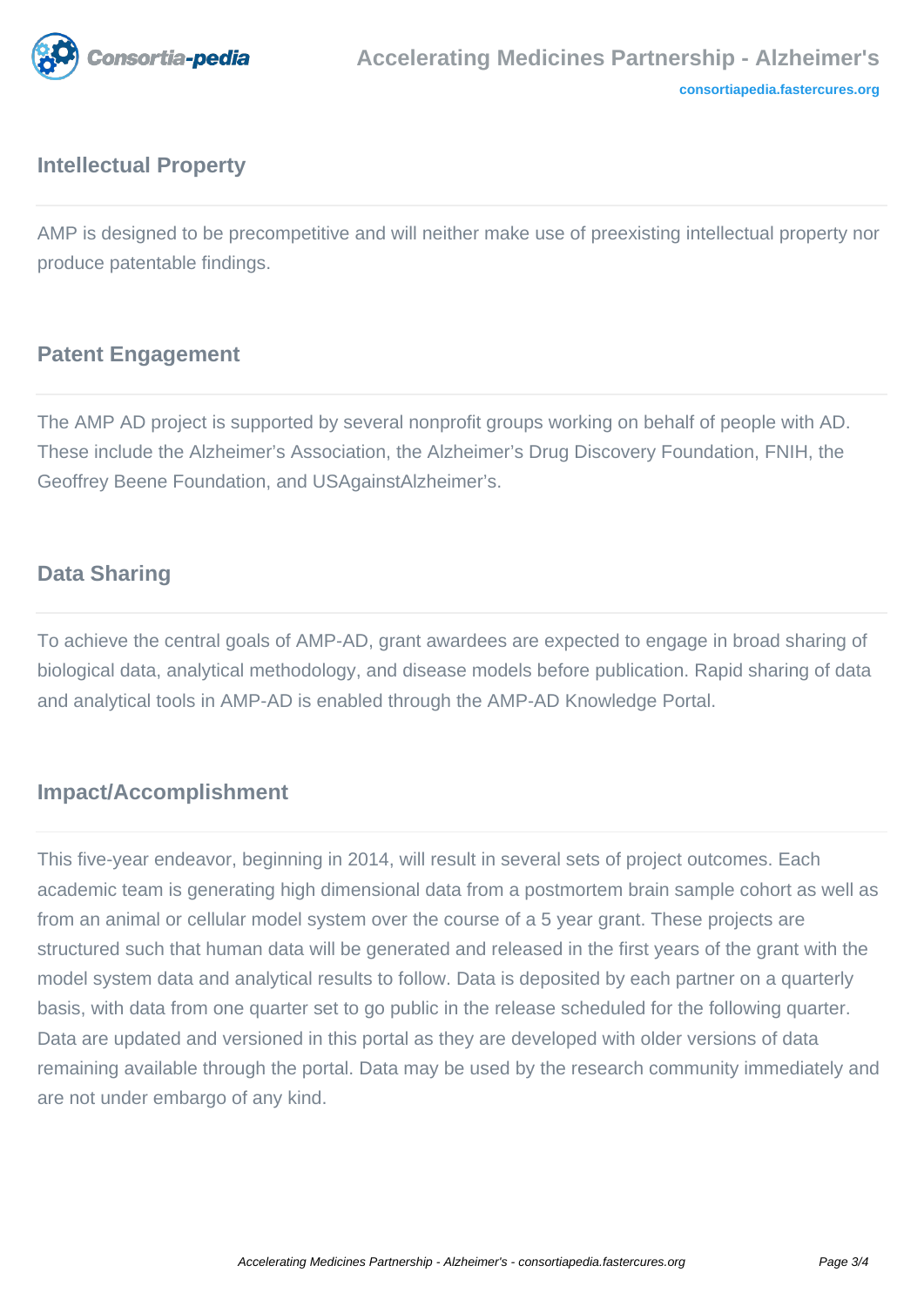## Intellectual Property

AMP is designed to be precompetitive and will neither make use of preexisting intellectual property nor produce patentable findings.

## Patent Engagement

The AMP AD project is supported by several nonprofit groups working on behalf of people with AD. These include the Alzheimer's Association, the Alzheimer's Drug Discovery Foundation, FNIH, the Geoffrey Beene Foundation, and USAgainstAlzheimer's.

## Data Sharing

To achieve the central goals of AMP-AD, grant awardees are expected to engage in broad sharing of biological data, analytical methodology, and disease models before publication. Rapid sharing of data and analytical tools in AMP-AD is enabled through the AMP-AD Knowledge Portal.

## Impact/Accomplishment

This five-year endeavor, beginning in 2014, will result in several sets of project outcomes. Each academic team is generating high dimensional data from a postmortem brain sample cohort as well as from an animal or cellular model system over the course of a 5 year grant. These projects are structured such that human data will be generated and released in the first years of the grant with the model system data and analytical results to follow. Data is deposited by each partner on a quarterly basis, with data from one quarter set to go public in the release scheduled for the following quarter. Data are updated and versioned in this portal as they are developed with older versions of data remaining available through the portal. Data may be used by the research community immediately and are not under embargo of any kind.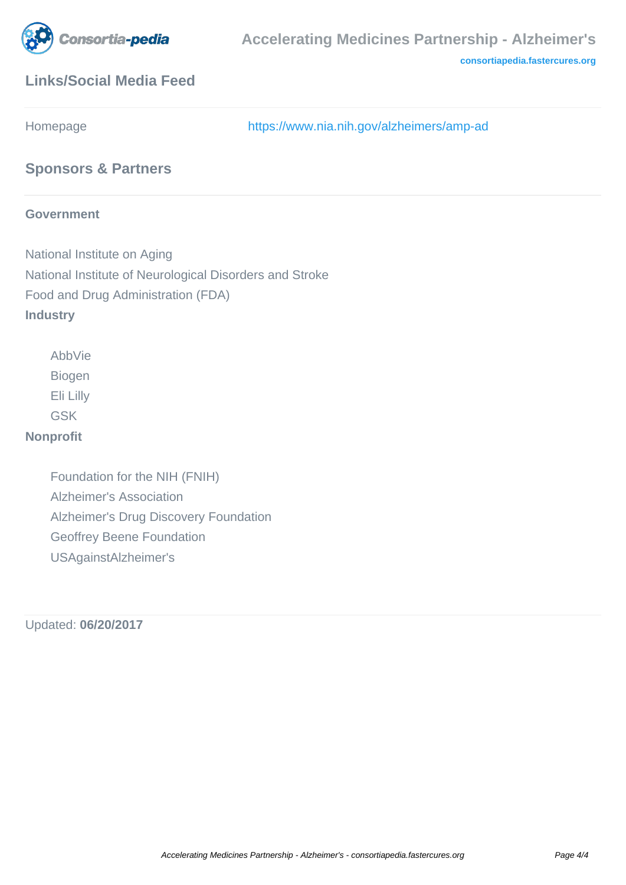## Links/Social Media Feed

Homepage https://www.nia.nih.gov/alzheimers/amp-ad

## Sponsors & Partners

### Government

National Institute on Aging
National Institute of Neurological Disorders and Stroke
Food and Drug Administration (FDA)

### Industry

- AbbVie
- Biogen
- Eli Lilly
- GSK

### Nonprofit

- Foundation for the NIH (FNIH)
- Alzheimer's Association
- Alzheimer's Drug Discovery Foundation
- Geoffrey Beene Foundation
- USAgainstAlzheimer's

Updated: **06/20/2017**